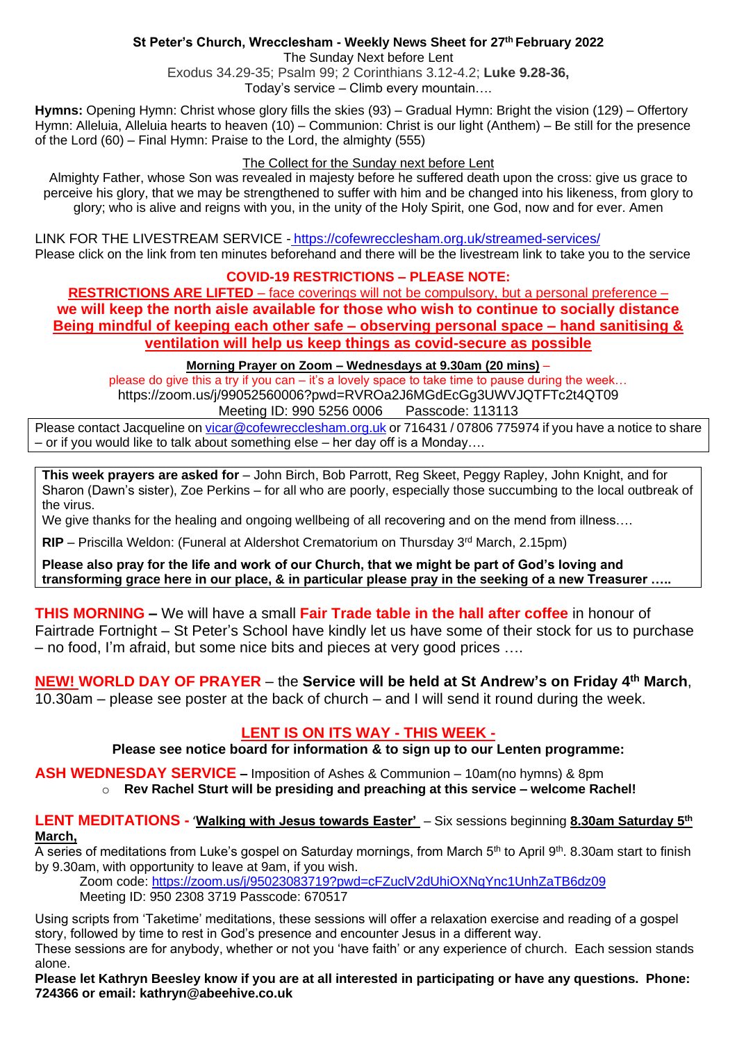**St Peter's Church, Wrecclesham - Weekly News Sheet for 27th February 2022**

The Sunday Next before Lent

Exodus 34.29-35; Psalm 99; 2 Corinthians 3.12-4.2; **Luke 9.28-36,**

Today's service – Climb every mountain….

**Hymns:** Opening Hymn: Christ whose glory fills the skies (93) – Gradual Hymn: Bright the vision (129) – Offertory Hymn: Alleluia, Alleluia hearts to heaven (10) – Communion: Christ is our light (Anthem) – Be still for the presence of the Lord (60) – Final Hymn: Praise to the Lord, the almighty (555)

The Collect for the Sunday next before Lent

Almighty Father, whose Son was revealed in majesty before he suffered death upon the cross: give us grace to perceive his glory, that we may be strengthened to suffer with him and be changed into his likeness, from glory to glory; who is alive and reigns with you, in the unity of the Holy Spirit, one God, now and for ever. Amen

LINK FOR THE LIVESTREAM SERVICE - https://cofewrecclesham.org.uk/streamed-services/

Please click on the link from ten minutes beforehand and there will be the livestream link to take you to the service

**COVID-19 RESTRICTIONS – PLEASE NOTE:**

**RESTRICTIONS ARE LIFTED** – face coverings will not be compulsory, but a personal preference –
**we will keep the north aisle available for those who wish to continue to socially distance**
**Being mindful of keeping each other safe – observing personal space – hand sanitising & ventilation will help us keep things as covid-secure as possible**

**Morning Prayer on Zoom – Wednesdays at 9.30am (20 mins)** –

please do give this a try if you can – it's a lovely space to take time to pause during the week…

https://zoom.us/j/99052560006?pwd=RVROa2J6MGdEcGg3UWVJQTFTc2t4QT09

Meeting ID: 990 5256 0006 Passcode: 113113

Please contact Jacqueline on vicar@cofewrecclesham.org.uk or 716431 / 07806 775974 if you have a notice to share – or if you would like to talk about something else – her day off is a Monday….

**This week prayers are asked for** – John Birch, Bob Parrott, Reg Skeet, Peggy Rapley, John Knight, and for Sharon (Dawn's sister), Zoe Perkins – for all who are poorly, especially those succumbing to the local outbreak of the virus.

We give thanks for the healing and ongoing wellbeing of all recovering and on the mend from illness….

**RIP** – Priscilla Weldon: (Funeral at Aldershot Crematorium on Thursday 3rd March, 2.15pm)

**Please also pray for the life and work of our Church, that we might be part of God's loving and transforming grace here in our place, & in particular please pray in the seeking of a new Treasurer …..**

**THIS MORNING –** We will have a small **Fair Trade table in the hall after coffee** in honour of Fairtrade Fortnight – St Peter's School have kindly let us have some of their stock for us to purchase – no food, I'm afraid, but some nice bits and pieces at very good prices ….

**NEW! WORLD DAY OF PRAYER** – the **Service will be held at St Andrew's on Friday 4th March**, 10.30am – please see poster at the back of church – and I will send it round during the week.

**LENT IS ON ITS WAY - THIS WEEK -**

**Please see notice board for information & to sign up to our Lenten programme:**

**ASH WEDNESDAY SERVICE –** Imposition of Ashes & Communion – 10am(no hymns) & 8pm

- **Rev Rachel Sturt will be presiding and preaching at this service – welcome Rachel!**

**LENT MEDITATIONS - 'Walking with Jesus towards Easter'** – Six sessions beginning **8.30am Saturday 5th March,**

A series of meditations from Luke's gospel on Saturday mornings, from March 5th to April 9th. 8.30am start to finish by 9.30am, with opportunity to leave at 9am, if you wish.

Zoom code: https://zoom.us/j/95023083719?pwd=cFZuclV2dUhiOXNqYnc1UnhZaTB6dz09

Meeting ID: 950 2308 3719 Passcode: 670517

Using scripts from 'Taketime' meditations, these sessions will offer a relaxation exercise and reading of a gospel story, followed by time to rest in God's presence and encounter Jesus in a different way.

These sessions are for anybody, whether or not you 'have faith' or any experience of church. Each session stands alone.

**Please let Kathryn Beesley know if you are at all interested in participating or have any questions. Phone: 724366 or email: kathryn@abeehive.co.uk**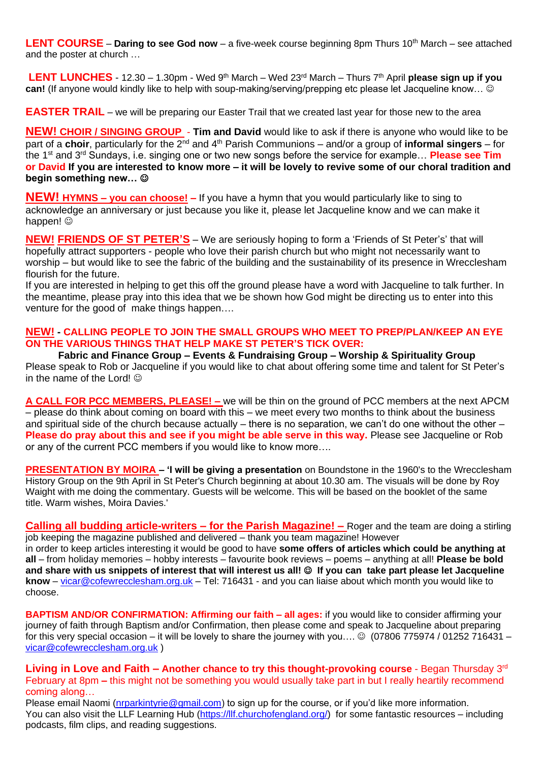**LENT COURSE** – **Daring to see God now** – a five-week course beginning 8pm Thurs 10th March – see attached and the poster at church …

**LENT LUNCHES** - 12.30 – 1.30pm - Wed 9th March – Wed 23rd March – Thurs 7th April **please sign up if you can!** (If anyone would kindly like to help with soup-making/serving/prepping etc please let Jacqueline know… ☺

**EASTER TRAIL** – we will be preparing our Easter Trail that we created last year for those new to the area

**NEW! CHOIR / SINGING GROUP** - **Tim and David** would like to ask if there is anyone who would like to be part of a **choir**, particularly for the 2nd and 4th Parish Communions – and/or a group of **informal singers** – for the 1st and 3rd Sundays, i.e. singing one or two new songs before the service for example… **Please see Tim or David If you are interested to know more – it will be lovely to revive some of our choral tradition and begin something new… ☺**

**NEW! HYMNS – you can choose! –** If you have a hymn that you would particularly like to sing to acknowledge an anniversary or just because you like it, please let Jacqueline know and we can make it happen! ☺

**NEW! FRIENDS OF ST PETER'S** – We are seriously hoping to form a 'Friends of St Peter's' that will hopefully attract supporters - people who love their parish church but who might not necessarily want to worship – but would like to see the fabric of the building and the sustainability of its presence in Wrecclesham flourish for the future.
If you are interested in helping to get this off the ground please have a word with Jacqueline to talk further. In the meantime, please pray into this idea that we be shown how God might be directing us to enter into this venture for the good of make things happen….

**NEW! - CALLING PEOPLE TO JOIN THE SMALL GROUPS WHO MEET TO PREP/PLAN/KEEP AN EYE ON THE VARIOUS THINGS THAT HELP MAKE ST PETER'S TICK OVER:**

**Fabric and Finance Group – Events & Fundraising Group – Worship & Spirituality Group**

Please speak to Rob or Jacqueline if you would like to chat about offering some time and talent for St Peter's in the name of the Lord! ☺

**A CALL FOR PCC MEMBERS, PLEASE! –** we will be thin on the ground of PCC members at the next APCM – please do think about coming on board with this – we meet every two months to think about the business and spiritual side of the church because actually – there is no separation, we can't do one without the other – **Please do pray about this and see if you might be able serve in this way.** Please see Jacqueline or Rob or any of the current PCC members if you would like to know more….

**PRESENTATION BY MOIRA – 'I will be giving a presentation** on Boundstone in the 1960's to the Wrecclesham History Group on the 9th April in St Peter's Church beginning at about 10.30 am. The visuals will be done by Roy Waight with me doing the commentary. Guests will be welcome. This will be based on the booklet of the same title. Warm wishes, Moira Davies.'

**Calling all budding article-writers – for the Parish Magazine! –** Roger and the team are doing a stirling job keeping the magazine published and delivered – thank you team magazine! However in order to keep articles interesting it would be good to have **some offers of articles which could be anything at all** – from holiday memories – hobby interests – favourite book reviews – poems – anything at all! **Please be bold and share with us snippets of interest that will interest us all! ☺ If you can take part please let Jacqueline know** – vicar@cofewrecclesham.org.uk – Tel: 716431 - and you can liaise about which month you would like to choose.

**BAPTISM AND/OR CONFIRMATION: Affirming our faith – all ages:** if you would like to consider affirming your journey of faith through Baptism and/or Confirmation, then please come and speak to Jacqueline about preparing for this very special occasion – it will be lovely to share the journey with you…. ☺ (07806 775974 / 01252 716431 – vicar@cofewrecclesham.org.uk )

**Living in Love and Faith – Another chance to try this thought-provoking course** - Began Thursday 3rd February at 8pm **–** this might not be something you would usually take part in but I really heartily recommend coming along…
Please email Naomi (nrparkintyrie@gmail.com) to sign up for the course, or if you'd like more information.
You can also visit the LLF Learning Hub (https://llf.churchofengland.org/) for some fantastic resources – including podcasts, film clips, and reading suggestions.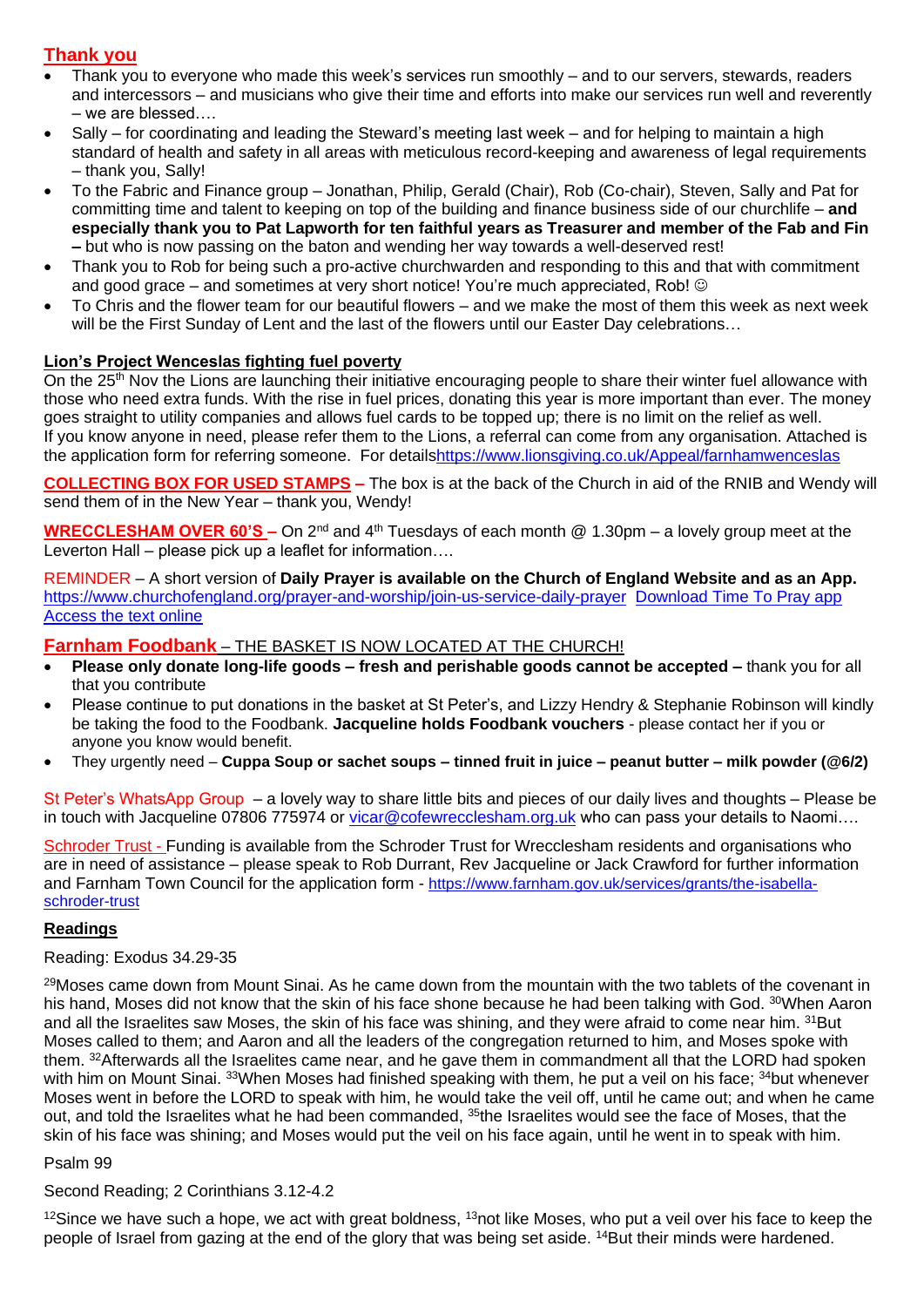## Thank you

- Thank you to everyone who made this week's services run smoothly – and to our servers, stewards, readers and intercessors – and musicians who give their time and efforts into make our services run well and reverently – we are blessed….
- Sally – for coordinating and leading the Steward's meeting last week – and for helping to maintain a high standard of health and safety in all areas with meticulous record-keeping and awareness of legal requirements – thank you, Sally!
- To the Fabric and Finance group – Jonathan, Philip, Gerald (Chair), Rob (Co-chair), Steven, Sally and Pat for committing time and talent to keeping on top of the building and finance business side of our churchlife – **and especially thank you to Pat Lapworth for ten faithful years as Treasurer and member of the Fab and Fin –** but who is now passing on the baton and wending her way towards a well-deserved rest!
- Thank you to Rob for being such a pro-active churchwarden and responding to this and that with commitment and good grace – and sometimes at very short notice! You're much appreciated, Rob! ☺
- To Chris and the flower team for our beautiful flowers – and we make the most of them this week as next week will be the First Sunday of Lent and the last of the flowers until our Easter Day celebrations…

**Lion's Project Wenceslas fighting fuel poverty**

On the 25th Nov the Lions are launching their initiative encouraging people to share their winter fuel allowance with those who need extra funds. With the rise in fuel prices, donating this year is more important than ever. The money goes straight to utility companies and allows fuel cards to be topped up; there is no limit on the relief as well.
If you know anyone in need, please refer them to the Lions, a referral can come from any organisation. Attached is the application form for referring someone. For detailshttps://www.lionsgiving.co.uk/Appeal/farnhamwenceslas

**COLLECTING BOX FOR USED STAMPS –** The box is at the back of the Church in aid of the RNIB and Wendy will send them of in the New Year – thank you, Wendy!

**WRECCLESHAM OVER 60'S –** On 2nd and 4th Tuesdays of each month @ 1.30pm – a lovely group meet at the Leverton Hall – please pick up a leaflet for information….

REMINDER – A short version of **Daily Prayer is available on the Church of England Website and as an App.** https://www.churchofengland.org/prayer-and-worship/join-us-service-daily-prayer Download Time To Pray app Access the text online

**Farnham Foodbank** – THE BASKET IS NOW LOCATED AT THE CHURCH!

- **Please only donate long-life goods – fresh and perishable goods cannot be accepted –** thank you for all that you contribute
- Please continue to put donations in the basket at St Peter's, and Lizzy Hendry & Stephanie Robinson will kindly be taking the food to the Foodbank. **Jacqueline holds Foodbank vouchers** - please contact her if you or anyone you know would benefit.
- They urgently need – **Cuppa Soup or sachet soups – tinned fruit in juice – peanut butter – milk powder (@6/2)**

St Peter's WhatsApp Group – a lovely way to share little bits and pieces of our daily lives and thoughts – Please be in touch with Jacqueline 07806 775974 or vicar@cofewrecclesham.org.uk who can pass your details to Naomi….

Schroder Trust - Funding is available from the Schroder Trust for Wrecclesham residents and organisations who are in need of assistance – please speak to Rob Durrant, Rev Jacqueline or Jack Crawford for further information and Farnham Town Council for the application form - https://www.farnham.gov.uk/services/grants/the-isabella-schroder-trust

**Readings**

Reading: Exodus 34.29-35

[29]Moses came down from Mount Sinai. As he came down from the mountain with the two tablets of the covenant in his hand, Moses did not know that the skin of his face shone because he had been talking with God. [30]When Aaron and all the Israelites saw Moses, the skin of his face was shining, and they were afraid to come near him. [31]But Moses called to them; and Aaron and all the leaders of the congregation returned to him, and Moses spoke with them. [32]Afterwards all the Israelites came near, and he gave them in commandment all that the LORD had spoken with him on Mount Sinai. [33]When Moses had finished speaking with them, he put a veil on his face; [34]but whenever Moses went in before the LORD to speak with him, he would take the veil off, until he came out; and when he came out, and told the Israelites what he had been commanded, [35]the Israelites would see the face of Moses, that the skin of his face was shining; and Moses would put the veil on his face again, until he went in to speak with him.

Psalm 99

Second Reading; 2 Corinthians 3.12-4.2

[12]Since we have such a hope, we act with great boldness, [13]not like Moses, who put a veil over his face to keep the people of Israel from gazing at the end of the glory that was being set aside. [14]But their minds were hardened.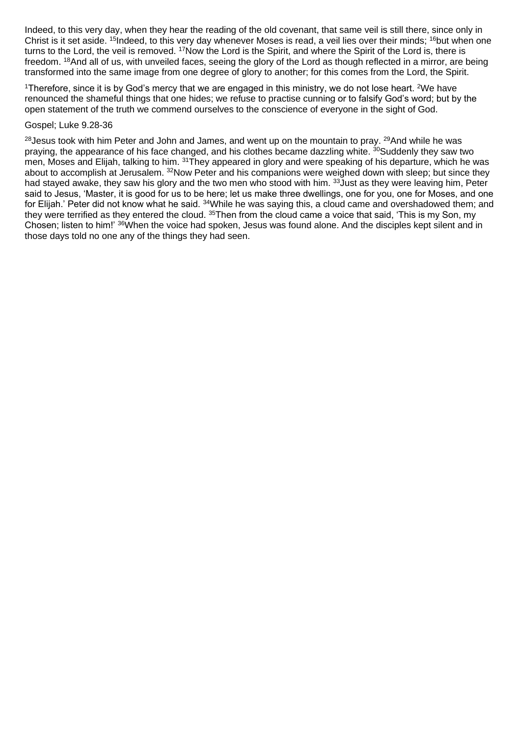Indeed, to this very day, when they hear the reading of the old covenant, that same veil is still there, since only in Christ is it set aside. [15]Indeed, to this very day whenever Moses is read, a veil lies over their minds; [16]but when one turns to the Lord, the veil is removed. [17]Now the Lord is the Spirit, and where the Spirit of the Lord is, there is freedom. [18]And all of us, with unveiled faces, seeing the glory of the Lord as though reflected in a mirror, are being transformed into the same image from one degree of glory to another; for this comes from the Lord, the Spirit.

[1]Therefore, since it is by God's mercy that we are engaged in this ministry, we do not lose heart. [2]We have renounced the shameful things that one hides; we refuse to practise cunning or to falsify God's word; but by the open statement of the truth we commend ourselves to the conscience of everyone in the sight of God.

Gospel; Luke 9.28-36

[28]Jesus took with him Peter and John and James, and went up on the mountain to pray. [29]And while he was praying, the appearance of his face changed, and his clothes became dazzling white. [30]Suddenly they saw two men, Moses and Elijah, talking to him. [31]They appeared in glory and were speaking of his departure, which he was about to accomplish at Jerusalem. [32]Now Peter and his companions were weighed down with sleep; but since they had stayed awake, they saw his glory and the two men who stood with him. [33]Just as they were leaving him, Peter said to Jesus, 'Master, it is good for us to be here; let us make three dwellings, one for you, one for Moses, and one for Elijah.' Peter did not know what he said. [34]While he was saying this, a cloud came and overshadowed them; and they were terrified as they entered the cloud. [35]Then from the cloud came a voice that said, 'This is my Son, my Chosen; listen to him!' [36]When the voice had spoken, Jesus was found alone. And the disciples kept silent and in those days told no one any of the things they had seen.